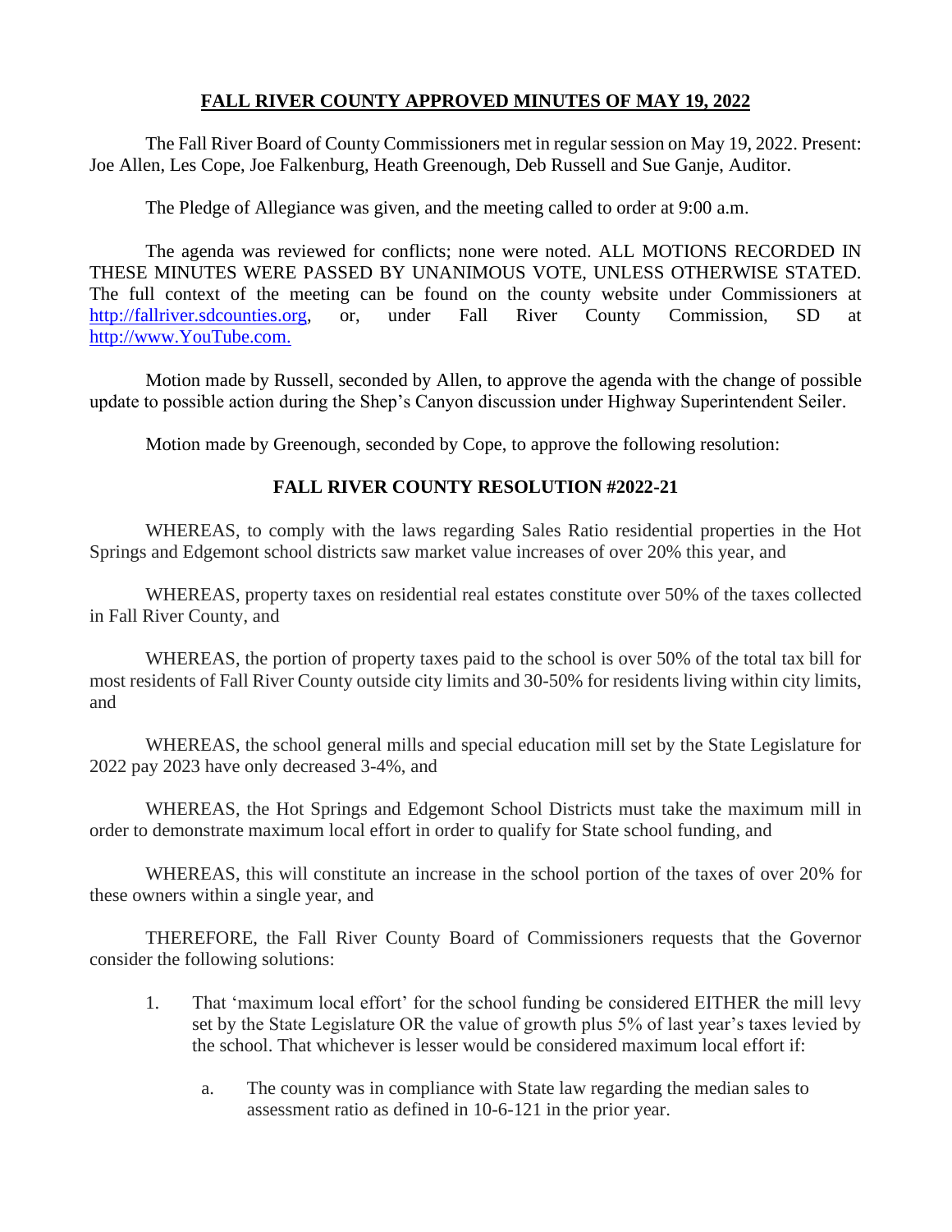# FALL RIVER COUNTY APPROVED MINUTES OF MAY 19, 2022

The Fall River Board of County Commissioners met in regular session on May 19, 2022. Present: Joe Allen, Les Cope, Joe Falkenburg, Heath Greenough, Deb Russell and Sue Ganje, Auditor.

The Pledge of Allegiance was given, and the meeting called to order at 9:00 a.m.

The agenda was reviewed for conflicts; none were noted. ALL MOTIONS RECORDED IN THESE MINUTES WERE PASSED BY UNANIMOUS VOTE, UNLESS OTHERWISE STATED. The full context of the meeting can be found on the county website under Commissioners at [http://fallriver.sdcounties.org](http://fallriver.sdcounties.org), or, under Fall River County Commission, SD at [http://www.YouTube.com.](http://www.YouTube.com)

Motion made by Russell, seconded by Allen, to approve the agenda with the change of possible update to possible action during the Shep's Canyon discussion under Highway Superintendent Seiler.

Motion made by Greenough, seconded by Cope, to approve the following resolution:

## FALL RIVER COUNTY RESOLUTION #2022-21

WHEREAS, to comply with the laws regarding Sales Ratio residential properties in the Hot Springs and Edgemont school districts saw market value increases of over 20% this year, and

WHEREAS, property taxes on residential real estates constitute over 50% of the taxes collected in Fall River County, and

WHEREAS, the portion of property taxes paid to the school is over 50% of the total tax bill for most residents of Fall River County outside city limits and 30-50% for residents living within city limits, and

WHEREAS, the school general mills and special education mill set by the State Legislature for 2022 pay 2023 have only decreased 3-4%, and

WHEREAS, the Hot Springs and Edgemont School Districts must take the maximum mill in order to demonstrate maximum local effort in order to qualify for State school funding, and

WHEREAS, this will constitute an increase in the school portion of the taxes of over 20% for these owners within a single year, and

THEREFORE, the Fall River County Board of Commissioners requests that the Governor consider the following solutions:

1. That 'maximum local effort' for the school funding be considered EITHER the mill levy set by the State Legislature OR the value of growth plus 5% of last year's taxes levied by the school. That whichever is lesser would be considered maximum local effort if:

    a. The county was in compliance with State law regarding the median sales to assessment ratio as defined in 10-6-121 in the prior year.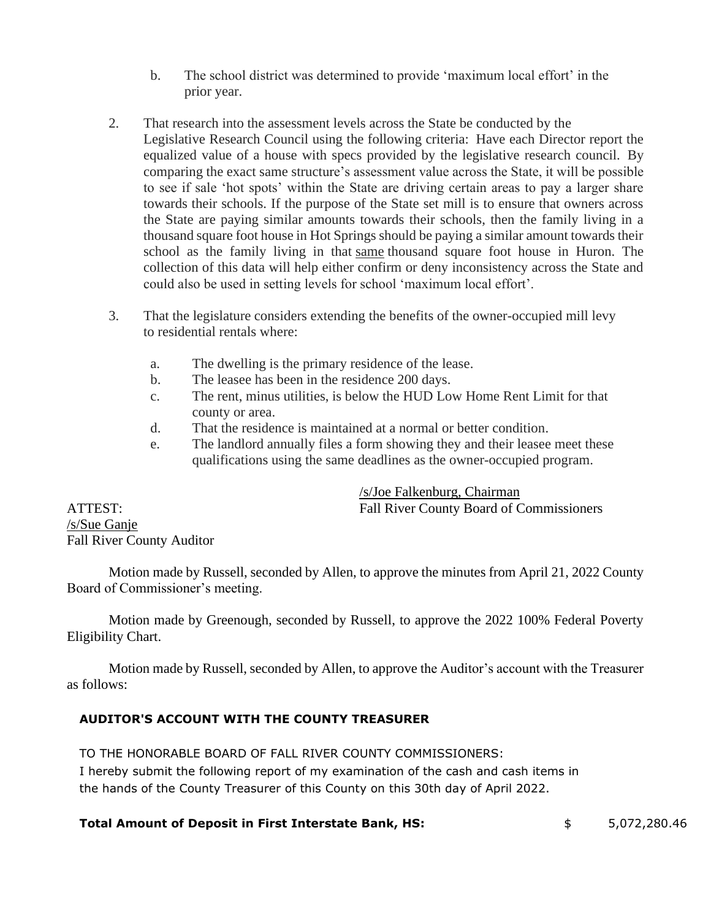b. The school district was determined to provide 'maximum local effort' in the prior year.

2. That research into the assessment levels across the State be conducted by the Legislative Research Council using the following criteria: Have each Director report the equalized value of a house with specs provided by the legislative research council. By comparing the exact same structure's assessment value across the State, it will be possible to see if sale 'hot spots' within the State are driving certain areas to pay a larger share towards their schools. If the purpose of the State set mill is to ensure that owners across the State are paying similar amounts towards their schools, then the family living in a thousand square foot house in Hot Springs should be paying a similar amount towards their school as the family living in that same thousand square foot house in Huron. The collection of this data will help either confirm or deny inconsistency across the State and could also be used in setting levels for school 'maximum local effort'.

3. That the legislature considers extending the benefits of the owner-occupied mill levy to residential rentals where:

   a. The dwelling is the primary residence of the lease.
   b. The leasee has been in the residence 200 days.
   c. The rent, minus utilities, is below the HUD Low Home Rent Limit for that county or area.
   d. That the residence is maintained at a normal or better condition.
   e. The landlord annually files a form showing they and their leasee meet these qualifications using the same deadlines as the owner-occupied program.

/s/Joe Falkenburg, Chairman
Fall River County Board of Commissioners

ATTEST:
/s/Sue Ganje
Fall River County Auditor

Motion made by Russell, seconded by Allen, to approve the minutes from April 21, 2022 County Board of Commissioner's meeting.

Motion made by Greenough, seconded by Russell, to approve the 2022 100% Federal Poverty Eligibility Chart.

Motion made by Russell, seconded by Allen, to approve the Auditor's account with the Treasurer as follows:

**AUDITOR'S ACCOUNT WITH THE COUNTY TREASURER**

TO THE HONORABLE BOARD OF FALL RIVER COUNTY COMMISSIONERS:
I hereby submit the following report of my examination of the cash and cash items in the hands of the County Treasurer of this County on this 30th day of April 2022.

**Total Amount of Deposit in First Interstate Bank, HS:** $ 5,072,280.46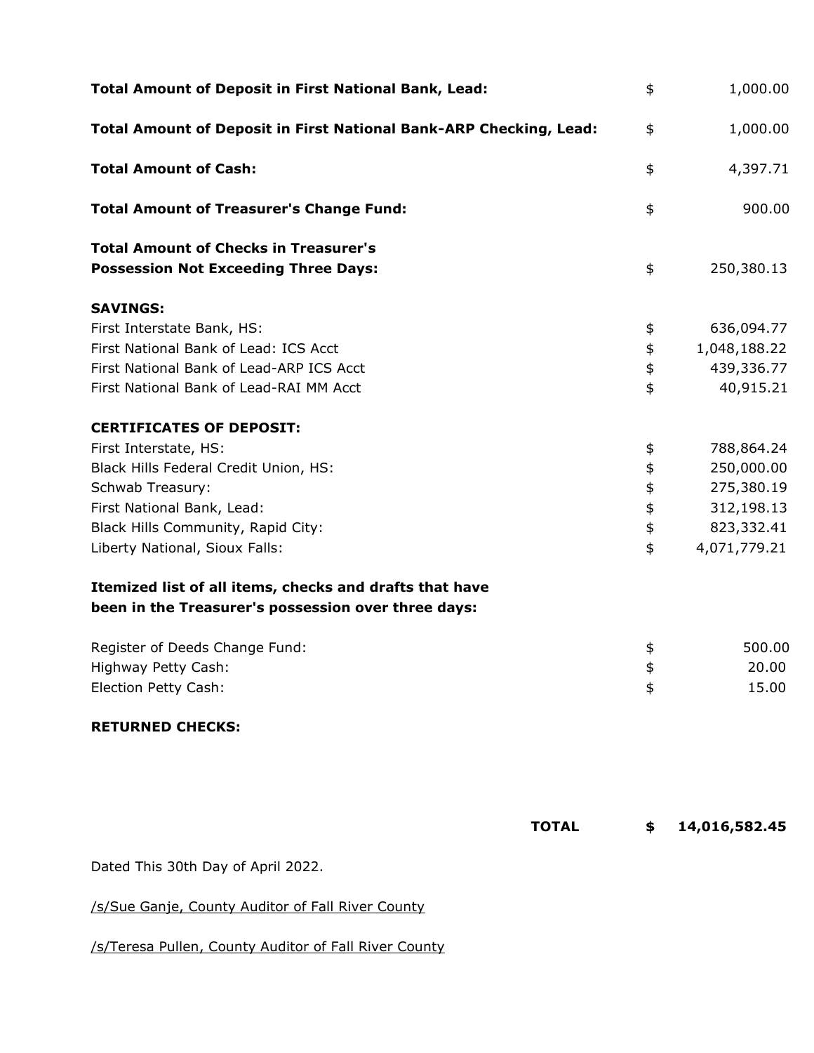| | | |
|---|---|---|
| **Total Amount of Deposit in First National Bank, Lead:** | $ | 1,000.00 |
| **Total Amount of Deposit in First National Bank-ARP Checking, Lead:** | $ | 1,000.00 |
| **Total Amount of Cash:** | $ | 4,397.71 |
| **Total Amount of Treasurer's Change Fund:** | $ | 900.00 |
| **Total Amount of Checks in Treasurer's Possession Not Exceeding Three Days:** | $ | 250,380.13 |
| **SAVINGS:** | | |
| First Interstate Bank, HS: | $ | 636,094.77 |
| First National Bank of Lead: ICS Acct | $ | 1,048,188.22 |
| First National Bank of Lead-ARP ICS Acct | $ | 439,336.77 |
| First National Bank of Lead-RAI MM Acct | $ | 40,915.21 |
| **CERTIFICATES OF DEPOSIT:** | | |
| First Interstate, HS: | $ | 788,864.24 |
| Black Hills Federal Credit Union, HS: | $ | 250,000.00 |
| Schwab Treasury: | $ | 275,380.19 |
| First National Bank, Lead: | $ | 312,198.13 |
| Black Hills Community, Rapid City: | $ | 823,332.41 |
| Liberty National, Sioux Falls: | $ | 4,071,779.21 |
| **Itemized list of all items, checks and drafts that have been in the Treasurer's possession over three days:** | | |
| Register of Deeds Change Fund: | $ | 500.00 |
| Highway Petty Cash: | $ | 20.00 |
| Election Petty Cash: | $ | 15.00 |
| **RETURNED CHECKS:** | | |
| **TOTAL** | **$** | **14,016,582.45** |

Dated This 30th Day of April 2022.

/s/Sue Ganje, County Auditor of Fall River County

/s/Teresa Pullen, County Auditor of Fall River County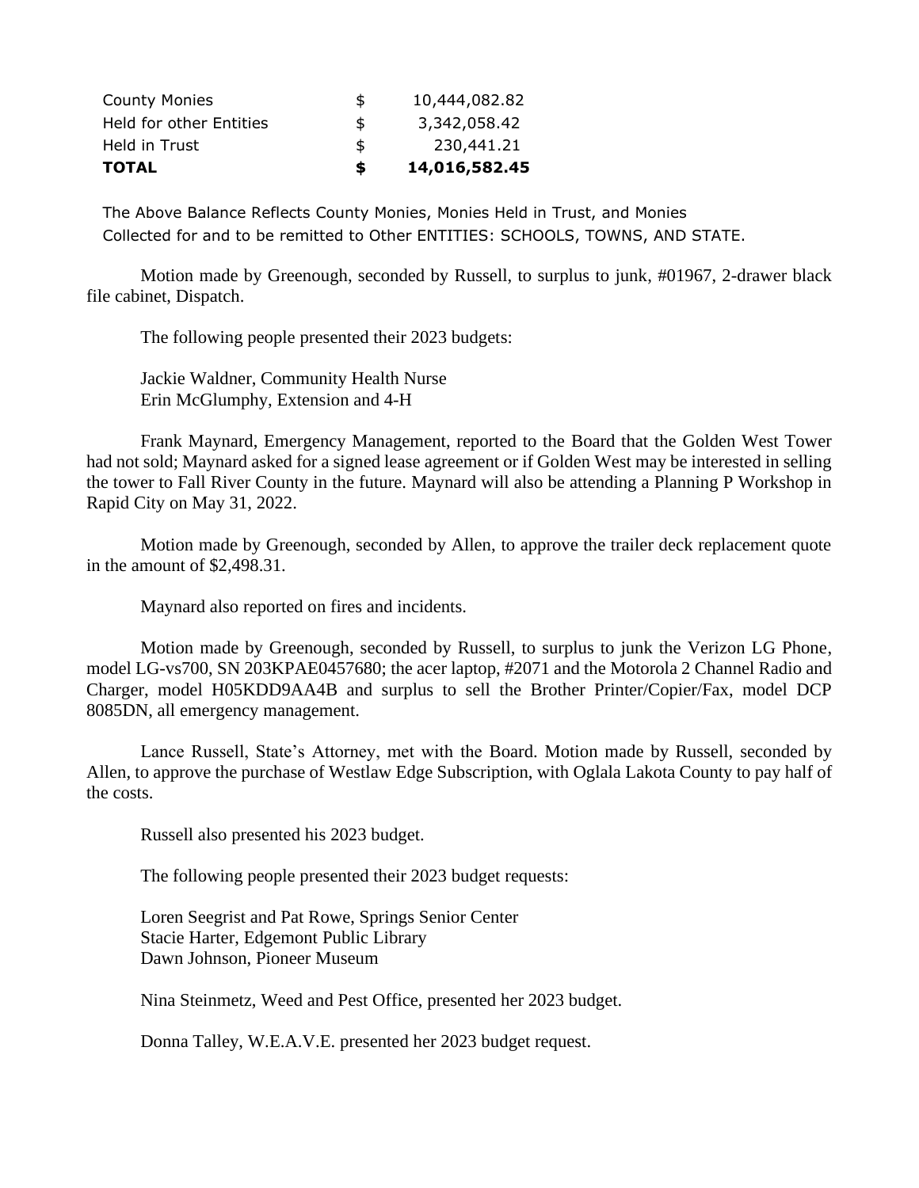| | | |
|---|---|---|
| County Monies | $ | 10,444,082.82 |
| Held for other Entities | $ | 3,342,058.42 |
| Held in Trust | $ | 230,441.21 |
| **TOTAL** | **$** | **14,016,582.45** |

The Above Balance Reflects County Monies, Monies Held in Trust, and Monies Collected for and to be remitted to Other ENTITIES: SCHOOLS, TOWNS, AND STATE.

Motion made by Greenough, seconded by Russell, to surplus to junk, #01967, 2-drawer black file cabinet, Dispatch.

The following people presented their 2023 budgets:

Jackie Waldner, Community Health Nurse
Erin McGlumphy, Extension and 4-H

Frank Maynard, Emergency Management, reported to the Board that the Golden West Tower had not sold; Maynard asked for a signed lease agreement or if Golden West may be interested in selling the tower to Fall River County in the future. Maynard will also be attending a Planning P Workshop in Rapid City on May 31, 2022.

Motion made by Greenough, seconded by Allen, to approve the trailer deck replacement quote in the amount of $2,498.31.

Maynard also reported on fires and incidents.

Motion made by Greenough, seconded by Russell, to surplus to junk the Verizon LG Phone, model LG-vs700, SN 203KPAE0457680; the acer laptop, #2071 and the Motorola 2 Channel Radio and Charger, model H05KDD9AA4B and surplus to sell the Brother Printer/Copier/Fax, model DCP 8085DN, all emergency management.

Lance Russell, State's Attorney, met with the Board. Motion made by Russell, seconded by Allen, to approve the purchase of Westlaw Edge Subscription, with Oglala Lakota County to pay half of the costs.

Russell also presented his 2023 budget.

The following people presented their 2023 budget requests:

Loren Seegrist and Pat Rowe, Springs Senior Center
Stacie Harter, Edgemont Public Library
Dawn Johnson, Pioneer Museum

Nina Steinmetz, Weed and Pest Office, presented her 2023 budget.

Donna Talley, W.E.A.V.E. presented her 2023 budget request.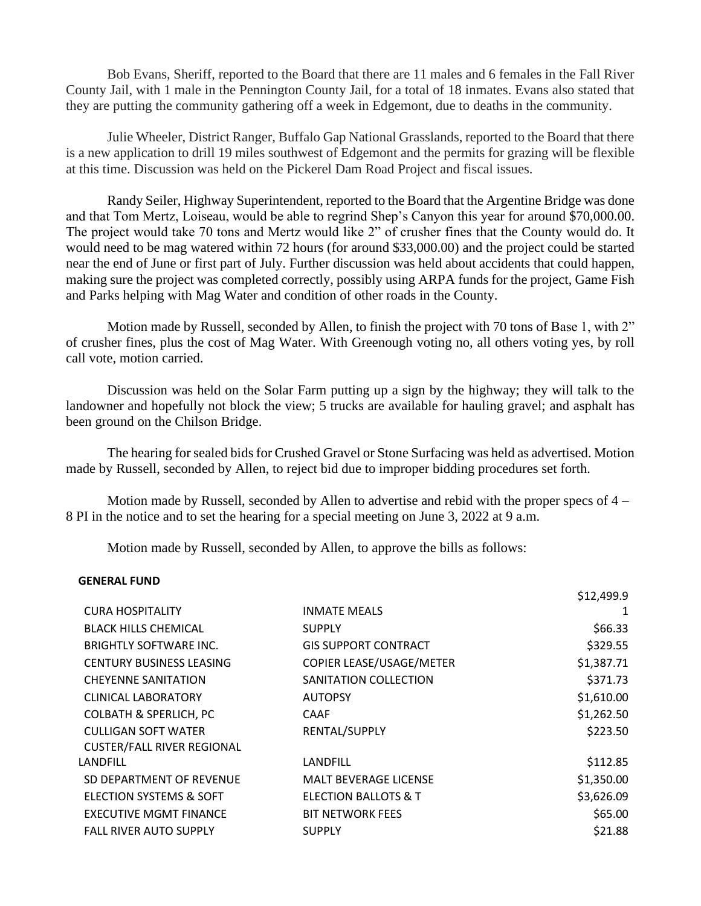Bob Evans, Sheriff, reported to the Board that there are 11 males and 6 females in the Fall River County Jail, with 1 male in the Pennington County Jail, for a total of 18 inmates. Evans also stated that they are putting the community gathering off a week in Edgemont, due to deaths in the community.

Julie Wheeler, District Ranger, Buffalo Gap National Grasslands, reported to the Board that there is a new application to drill 19 miles southwest of Edgemont and the permits for grazing will be flexible at this time. Discussion was held on the Pickerel Dam Road Project and fiscal issues.

Randy Seiler, Highway Superintendent, reported to the Board that the Argentine Bridge was done and that Tom Mertz, Loiseau, would be able to regrind Shep's Canyon this year for around $70,000.00. The project would take 70 tons and Mertz would like 2" of crusher fines that the County would do. It would need to be mag watered within 72 hours (for around $33,000.00) and the project could be started near the end of June or first part of July. Further discussion was held about accidents that could happen, making sure the project was completed correctly, possibly using ARPA funds for the project, Game Fish and Parks helping with Mag Water and condition of other roads in the County.

Motion made by Russell, seconded by Allen, to finish the project with 70 tons of Base 1, with 2" of crusher fines, plus the cost of Mag Water. With Greenough voting no, all others voting yes, by roll call vote, motion carried.

Discussion was held on the Solar Farm putting up a sign by the highway; they will talk to the landowner and hopefully not block the view; 5 trucks are available for hauling gravel; and asphalt has been ground on the Chilson Bridge.

The hearing for sealed bids for Crushed Gravel or Stone Surfacing was held as advertised. Motion made by Russell, seconded by Allen, to reject bid due to improper bidding procedures set forth.

Motion made by Russell, seconded by Allen to advertise and rebid with the proper specs of 4 – 8 PI in the notice and to set the hearing for a special meeting on June 3, 2022 at 9 a.m.

Motion made by Russell, seconded by Allen, to approve the bills as follows:

**GENERAL FUND**

| | | |
|---|---|---|
| CURA HOSPITALITY | INMATE MEALS | $12,499.91 |
| BLACK HILLS CHEMICAL | SUPPLY | $66.33 |
| BRIGHTLY SOFTWARE INC. | GIS SUPPORT CONTRACT | $329.55 |
| CENTURY BUSINESS LEASING | COPIER LEASE/USAGE/METER | $1,387.71 |
| CHEYENNE SANITATION | SANITATION COLLECTION | $371.73 |
| CLINICAL LABORATORY | AUTOPSY | $1,610.00 |
| COLBATH & SPERLICH, PC | CAAF | $1,262.50 |
| CULLIGAN SOFT WATER | RENTAL/SUPPLY | $223.50 |
| CUSTER/FALL RIVER REGIONAL LANDFILL | LANDFILL | $112.85 |
| SD DEPARTMENT OF REVENUE | MALT BEVERAGE LICENSE | $1,350.00 |
| ELECTION SYSTEMS & SOFT | ELECTION BALLOTS & T | $3,626.09 |
| EXECUTIVE MGMT FINANCE | BIT NETWORK FEES | $65.00 |
| FALL RIVER AUTO SUPPLY | SUPPLY | $21.88 |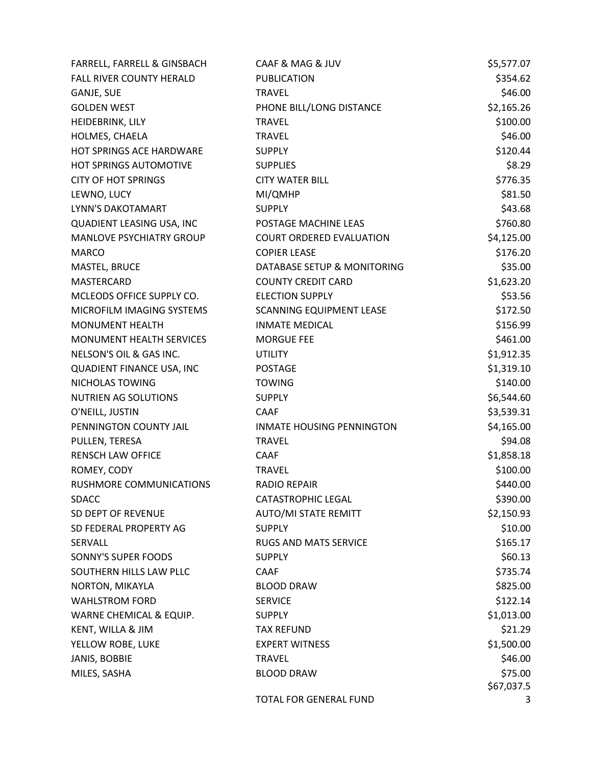| | | |
|---|---|---|
| FARRELL, FARRELL & GINSBACH | CAAF & MAG & JUV | $5,577.07 |
| FALL RIVER COUNTY HERALD | PUBLICATION | $354.62 |
| GANJE, SUE | TRAVEL | $46.00 |
| GOLDEN WEST | PHONE BILL/LONG DISTANCE | $2,165.26 |
| HEIDEBRINK, LILY | TRAVEL | $100.00 |
| HOLMES, CHAELA | TRAVEL | $46.00 |
| HOT SPRINGS ACE HARDWARE | SUPPLY | $120.44 |
| HOT SPRINGS AUTOMOTIVE | SUPPLIES | $8.29 |
| CITY OF HOT SPRINGS | CITY WATER BILL | $776.35 |
| LEWNO, LUCY | MI/QMHP | $81.50 |
| LYNN'S DAKOTAMART | SUPPLY | $43.68 |
| QUADIENT LEASING USA, INC | POSTAGE MACHINE LEAS | $760.80 |
| MANLOVE PSYCHIATRY GROUP | COURT ORDERED EVALUATION | $4,125.00 |
| MARCO | COPIER LEASE | $176.20 |
| MASTEL, BRUCE | DATABASE SETUP & MONITORING | $35.00 |
| MASTERCARD | COUNTY CREDIT CARD | $1,623.20 |
| MCLEODS OFFICE SUPPLY CO. | ELECTION SUPPLY | $53.56 |
| MICROFILM IMAGING SYSTEMS | SCANNING EQUIPMENT LEASE | $172.50 |
| MONUMENT HEALTH | INMATE MEDICAL | $156.99 |
| MONUMENT HEALTH SERVICES | MORGUE FEE | $461.00 |
| NELSON'S OIL & GAS INC. | UTILITY | $1,912.35 |
| QUADIENT FINANCE USA, INC | POSTAGE | $1,319.10 |
| NICHOLAS TOWING | TOWING | $140.00 |
| NUTRIEN AG SOLUTIONS | SUPPLY | $6,544.60 |
| O'NEILL, JUSTIN | CAAF | $3,539.31 |
| PENNINGTON COUNTY JAIL | INMATE HOUSING PENNINGTON | $4,165.00 |
| PULLEN, TERESA | TRAVEL | $94.08 |
| RENSCH LAW OFFICE | CAAF | $1,858.18 |
| ROMEY, CODY | TRAVEL | $100.00 |
| RUSHMORE COMMUNICATIONS | RADIO REPAIR | $440.00 |
| SDACC | CATASTROPHIC LEGAL | $390.00 |
| SD DEPT OF REVENUE | AUTO/MI STATE REMITT | $2,150.93 |
| SD FEDERAL PROPERTY AG | SUPPLY | $10.00 |
| SERVALL | RUGS AND MATS SERVICE | $165.17 |
| SONNY'S SUPER FOODS | SUPPLY | $60.13 |
| SOUTHERN HILLS LAW PLLC | CAAF | $735.74 |
| NORTON, MIKAYLA | BLOOD DRAW | $825.00 |
| WAHLSTROM FORD | SERVICE | $122.14 |
| WARNE CHEMICAL & EQUIP. | SUPPLY | $1,013.00 |
| KENT, WILLA & JIM | TAX REFUND | $21.29 |
| YELLOW ROBE, LUKE | EXPERT WITNESS | $1,500.00 |
| JANIS, BOBBIE | TRAVEL | $46.00 |
| MILES, SASHA | BLOOD DRAW | $75.00 |
| | TOTAL FOR GENERAL FUND | $67,037.53 |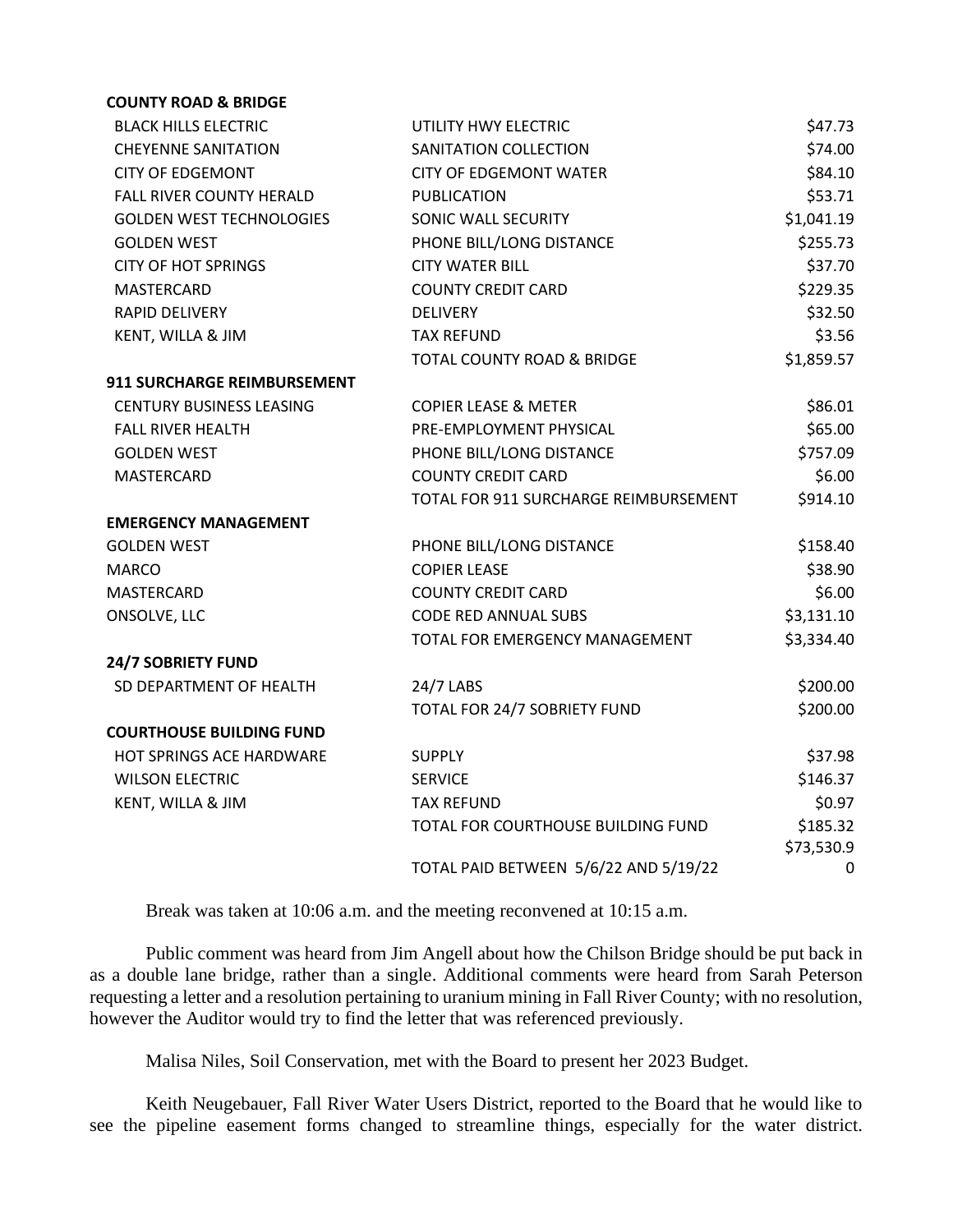| **COUNTY ROAD & BRIDGE** | | |
|---|---|---|
| BLACK HILLS ELECTRIC | UTILITY HWY ELECTRIC | $47.73 |
| CHEYENNE SANITATION | SANITATION COLLECTION | $74.00 |
| CITY OF EDGEMONT | CITY OF EDGEMONT WATER | $84.10 |
| FALL RIVER COUNTY HERALD | PUBLICATION | $53.71 |
| GOLDEN WEST TECHNOLOGIES | SONIC WALL SECURITY | $1,041.19 |
| GOLDEN WEST | PHONE BILL/LONG DISTANCE | $255.73 |
| CITY OF HOT SPRINGS | CITY WATER BILL | $37.70 |
| MASTERCARD | COUNTY CREDIT CARD | $229.35 |
| RAPID DELIVERY | DELIVERY | $32.50 |
| KENT, WILLA & JIM | TAX REFUND | $3.56 |
| | TOTAL COUNTY ROAD & BRIDGE | $1,859.57 |
| **911 SURCHARGE REIMBURSEMENT** | | |
| CENTURY BUSINESS LEASING | COPIER LEASE & METER | $86.01 |
| FALL RIVER HEALTH | PRE-EMPLOYMENT PHYSICAL | $65.00 |
| GOLDEN WEST | PHONE BILL/LONG DISTANCE | $757.09 |
| MASTERCARD | COUNTY CREDIT CARD | $6.00 |
| | TOTAL FOR 911 SURCHARGE REIMBURSEMENT | $914.10 |
| **EMERGENCY MANAGEMENT** | | |
| GOLDEN WEST | PHONE BILL/LONG DISTANCE | $158.40 |
| MARCO | COPIER LEASE | $38.90 |
| MASTERCARD | COUNTY CREDIT CARD | $6.00 |
| ONSOLVE, LLC | CODE RED ANNUAL SUBS | $3,131.10 |
| | TOTAL FOR EMERGENCY MANAGEMENT | $3,334.40 |
| **24/7 SOBRIETY FUND** | | |
| SD DEPARTMENT OF HEALTH | 24/7 LABS | $200.00 |
| | TOTAL FOR 24/7 SOBRIETY FUND | $200.00 |
| **COURTHOUSE BUILDING FUND** | | |
| HOT SPRINGS ACE HARDWARE | SUPPLY | $37.98 |
| WILSON ELECTRIC | SERVICE | $146.37 |
| KENT, WILLA & JIM | TAX REFUND | $0.97 |
| | TOTAL FOR COURTHOUSE BUILDING FUND | $185.32 |
| | TOTAL PAID BETWEEN 5/6/22 AND 5/19/22 | $73,530.90 |

Break was taken at 10:06 a.m. and the meeting reconvened at 10:15 a.m.

Public comment was heard from Jim Angell about how the Chilson Bridge should be put back in as a double lane bridge, rather than a single. Additional comments were heard from Sarah Peterson requesting a letter and a resolution pertaining to uranium mining in Fall River County; with no resolution, however the Auditor would try to find the letter that was referenced previously.

Malisa Niles, Soil Conservation, met with the Board to present her 2023 Budget.

Keith Neugebauer, Fall River Water Users District, reported to the Board that he would like to see the pipeline easement forms changed to streamline things, especially for the water district.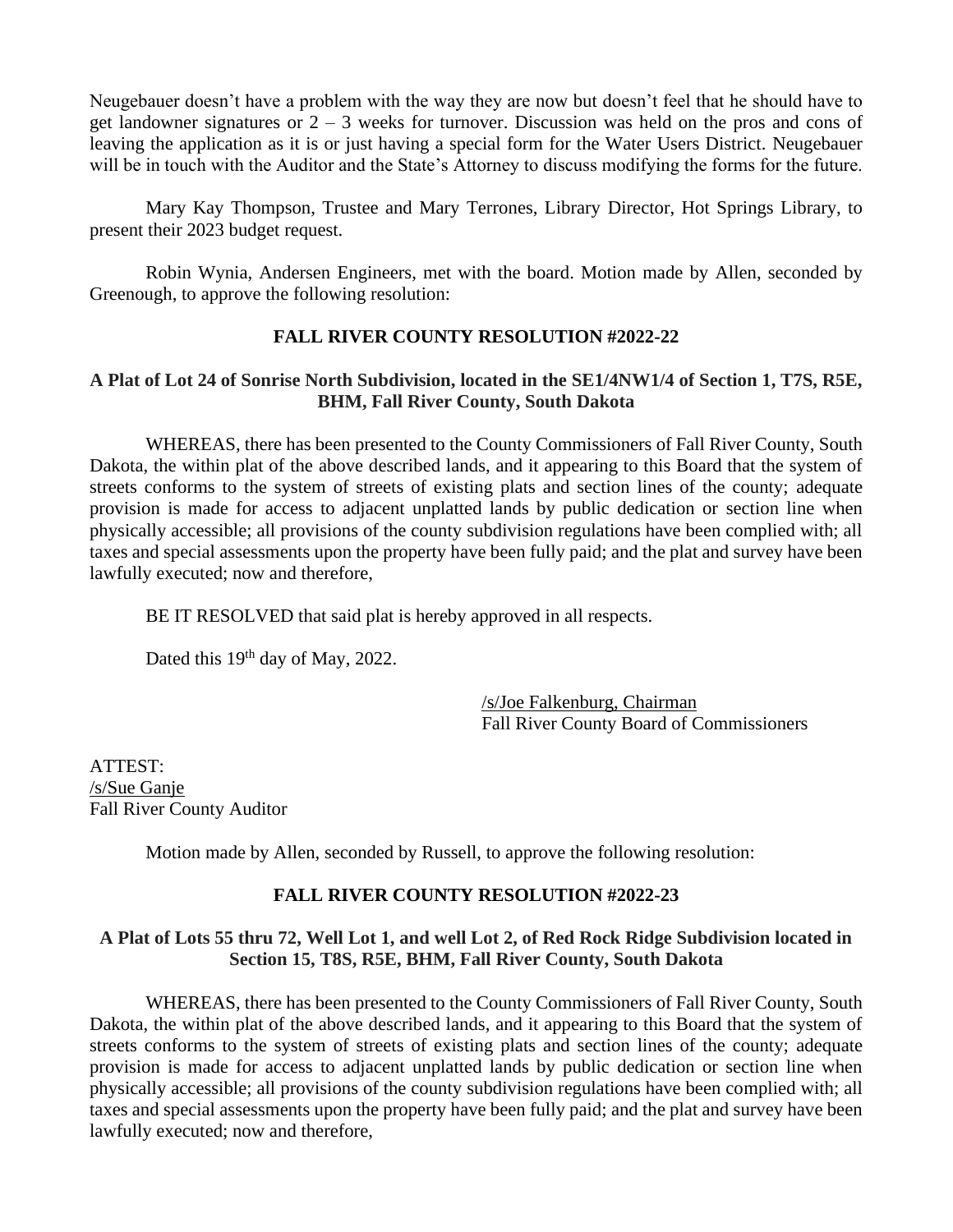Neugebauer doesn't have a problem with the way they are now but doesn't feel that he should have to get landowner signatures or 2 – 3 weeks for turnover. Discussion was held on the pros and cons of leaving the application as it is or just having a special form for the Water Users District. Neugebauer will be in touch with the Auditor and the State's Attorney to discuss modifying the forms for the future.

Mary Kay Thompson, Trustee and Mary Terrones, Library Director, Hot Springs Library, to present their 2023 budget request.

Robin Wynia, Andersen Engineers, met with the board. Motion made by Allen, seconded by Greenough, to approve the following resolution:

**FALL RIVER COUNTY RESOLUTION #2022-22**

**A Plat of Lot 24 of Sonrise North Subdivision, located in the SE1/4NW1/4 of Section 1, T7S, R5E, BHM, Fall River County, South Dakota**

WHEREAS, there has been presented to the County Commissioners of Fall River County, South Dakota, the within plat of the above described lands, and it appearing to this Board that the system of streets conforms to the system of streets of existing plats and section lines of the county; adequate provision is made for access to adjacent unplatted lands by public dedication or section line when physically accessible; all provisions of the county subdivision regulations have been complied with; all taxes and special assessments upon the property have been fully paid; and the plat and survey have been lawfully executed; now and therefore,

BE IT RESOLVED that said plat is hereby approved in all respects.

Dated this 19th day of May, 2022.

/s/Joe Falkenburg, Chairman
Fall River County Board of Commissioners

ATTEST:
/s/Sue Ganje
Fall River County Auditor

Motion made by Allen, seconded by Russell, to approve the following resolution:

**FALL RIVER COUNTY RESOLUTION #2022-23**

**A Plat of Lots 55 thru 72, Well Lot 1, and well Lot 2, of Red Rock Ridge Subdivision located in Section 15, T8S, R5E, BHM, Fall River County, South Dakota**

WHEREAS, there has been presented to the County Commissioners of Fall River County, South Dakota, the within plat of the above described lands, and it appearing to this Board that the system of streets conforms to the system of streets of existing plats and section lines of the county; adequate provision is made for access to adjacent unplatted lands by public dedication or section line when physically accessible; all provisions of the county subdivision regulations have been complied with; all taxes and special assessments upon the property have been fully paid; and the plat and survey have been lawfully executed; now and therefore,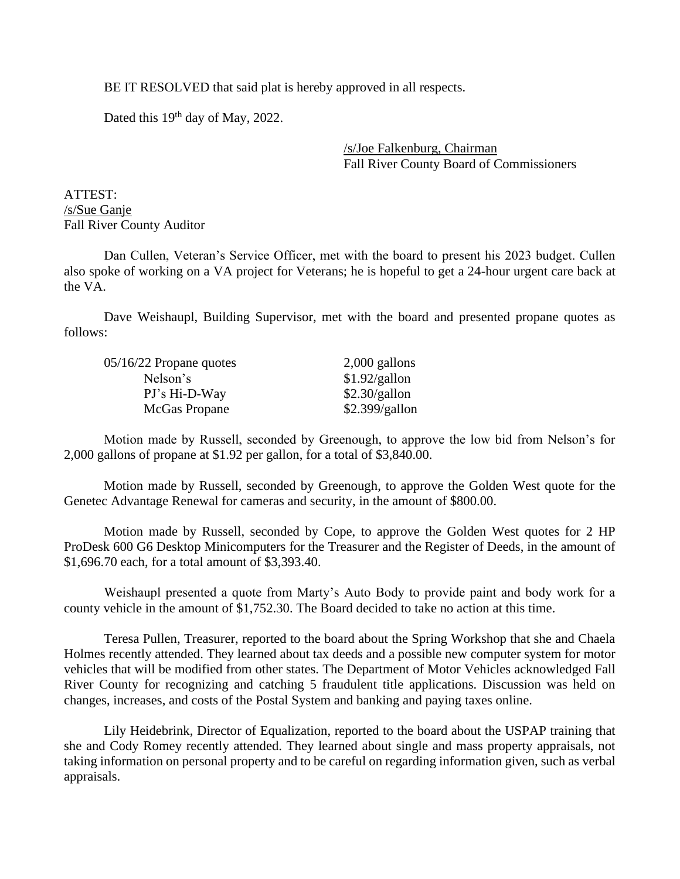BE IT RESOLVED that said plat is hereby approved in all respects.

Dated this 19th day of May, 2022.

/s/Joe Falkenburg, Chairman
Fall River County Board of Commissioners

ATTEST:
/s/Sue Ganje
Fall River County Auditor

Dan Cullen, Veteran's Service Officer, met with the board to present his 2023 budget. Cullen also spoke of working on a VA project for Veterans; he is hopeful to get a 24-hour urgent care back at the VA.

Dave Weishaupl, Building Supervisor, met with the board and presented propane quotes as follows:

| 05/16/22 Propane quotes | 2,000 gallons |
|---|---|
| Nelson's | $1.92/gallon |
| PJ's Hi-D-Way | $2.30/gallon |
| McGas Propane | $2.399/gallon |

Motion made by Russell, seconded by Greenough, to approve the low bid from Nelson's for 2,000 gallons of propane at $1.92 per gallon, for a total of $3,840.00.

Motion made by Russell, seconded by Greenough, to approve the Golden West quote for the Genetec Advantage Renewal for cameras and security, in the amount of $800.00.

Motion made by Russell, seconded by Cope, to approve the Golden West quotes for 2 HP ProDesk 600 G6 Desktop Minicomputers for the Treasurer and the Register of Deeds, in the amount of $1,696.70 each, for a total amount of $3,393.40.

Weishaupl presented a quote from Marty's Auto Body to provide paint and body work for a county vehicle in the amount of $1,752.30. The Board decided to take no action at this time.

Teresa Pullen, Treasurer, reported to the board about the Spring Workshop that she and Chaela Holmes recently attended. They learned about tax deeds and a possible new computer system for motor vehicles that will be modified from other states. The Department of Motor Vehicles acknowledged Fall River County for recognizing and catching 5 fraudulent title applications. Discussion was held on changes, increases, and costs of the Postal System and banking and paying taxes online.

Lily Heidebrink, Director of Equalization, reported to the board about the USPAP training that she and Cody Romey recently attended. They learned about single and mass property appraisals, not taking information on personal property and to be careful on regarding information given, such as verbal appraisals.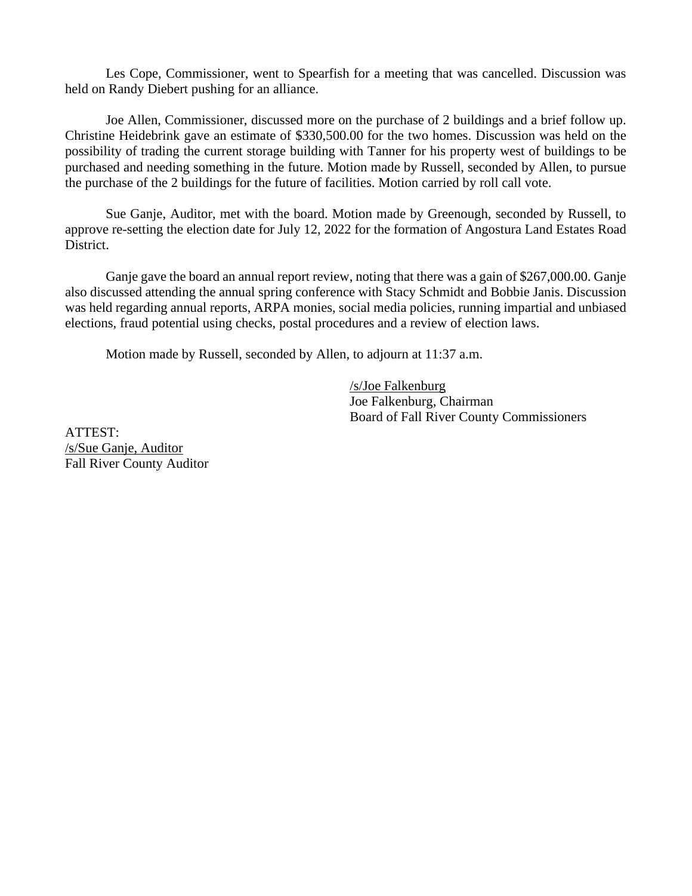Les Cope, Commissioner, went to Spearfish for a meeting that was cancelled. Discussion was held on Randy Diebert pushing for an alliance.

Joe Allen, Commissioner, discussed more on the purchase of 2 buildings and a brief follow up. Christine Heidebrink gave an estimate of $330,500.00 for the two homes. Discussion was held on the possibility of trading the current storage building with Tanner for his property west of buildings to be purchased and needing something in the future. Motion made by Russell, seconded by Allen, to pursue the purchase of the 2 buildings for the future of facilities. Motion carried by roll call vote.

Sue Ganje, Auditor, met with the board. Motion made by Greenough, seconded by Russell, to approve re-setting the election date for July 12, 2022 for the formation of Angostura Land Estates Road District.

Ganje gave the board an annual report review, noting that there was a gain of $267,000.00. Ganje also discussed attending the annual spring conference with Stacy Schmidt and Bobbie Janis. Discussion was held regarding annual reports, ARPA monies, social media policies, running impartial and unbiased elections, fraud potential using checks, postal procedures and a review of election laws.

Motion made by Russell, seconded by Allen, to adjourn at 11:37 a.m.

/s/Joe Falkenburg
Joe Falkenburg, Chairman
Board of Fall River County Commissioners

ATTEST:
/s/Sue Ganje, Auditor
Fall River County Auditor